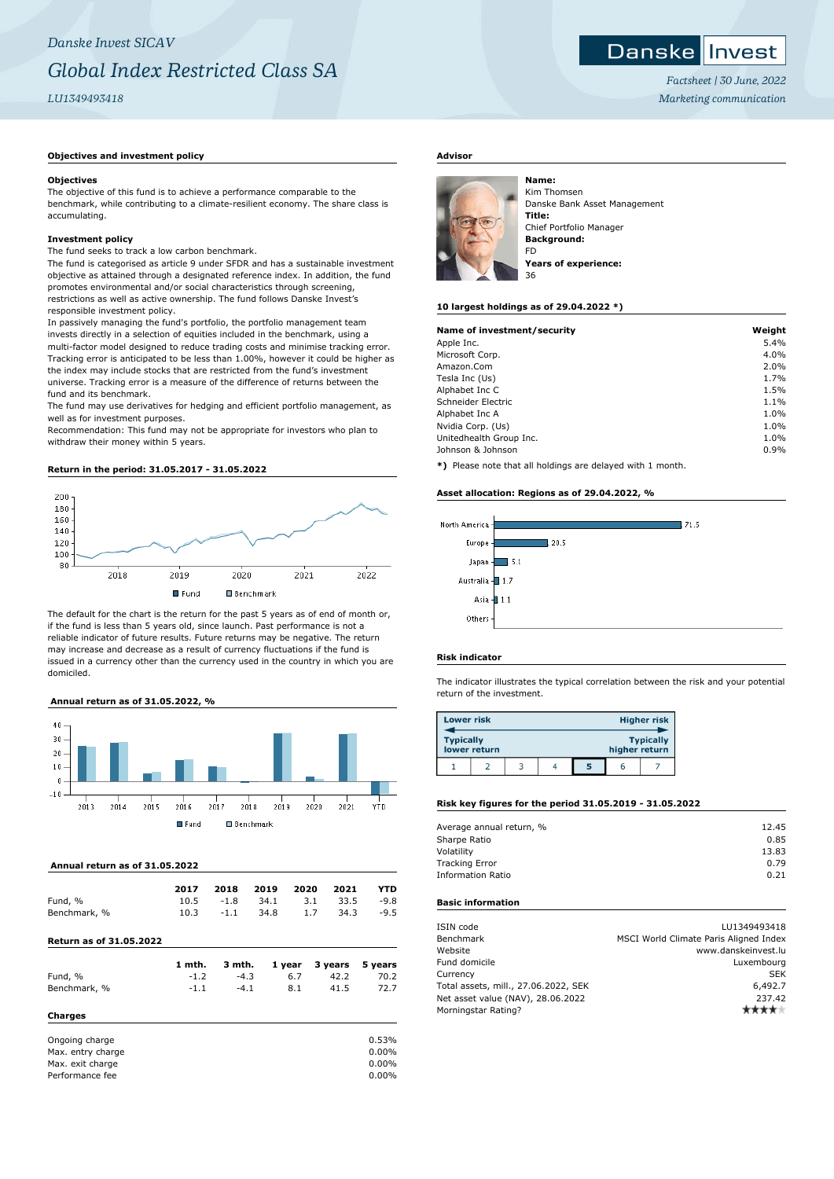*Danske Invest SICAV*

# *Global Index Restricted Class SA*

*LU1349493418*

*Factsheet | 30 June, 2022*

*Marketing communication*

## Objectives and investment policy

**Objectives**

The objective of this fund is to achieve a performance comparable to the benchmark, while contributing to a climate-resilient economy. The share class is accumulating.

**Investment policy**

The fund seeks to track a low carbon benchmark.

The fund is categorised as article 9 under SFDR and has a sustainable investment objective as attained through a designated reference index. In addition, the fund promotes environmental and/or social characteristics through screening, restrictions as well as active ownership. The fund follows Danske Invest's responsible investment policy.

In passively managing the fund's portfolio, the portfolio management team invests directly in a selection of equities included in the benchmark, using a multi-factor model designed to reduce trading costs and minimise tracking error. Tracking error is anticipated to be less than 1.00%, however it could be higher as the index may include stocks that are restricted from the fund's investment universe. Tracking error is a measure of the difference of returns between the fund and its benchmark.

The fund may use derivatives for hedging and efficient portfolio management, as well as for investment purposes.

Recommendation: This fund may not be appropriate for investors who plan to withdraw their money within 5 years.

## Return in the period: 31.05.2017 - 31.05.2022

Fund / Benchmark

The default for the chart is the return for the past 5 years as of end of month or, if the fund is less than 5 years old, since launch. Past performance is not a reliable indicator of future results. Future returns may be negative. The return may increase and decrease as a result of currency fluctuations if the fund is issued in a currency other than the currency used in the country in which you are domiciled.

## Annual return as of 31.05.2022, %

Fund / Benchmark

## Annual return as of 31.05.2022

| | 2017 | 2018 | 2019 | 2020 | 2021 | YTD |
|---|---|---|---|---|---|---|
| Fund, % | 10.5 | -1.8 | 34.1 | 3.1 | 33.5 | -9.8 |
| Benchmark, % | 10.3 | -1.1 | 34.8 | 1.7 | 34.3 | -9.5 |

## Return as of 31.05.2022

| | 1 mth. | 3 mth. | 1 year | 3 years | 5 years |
|---|---|---|---|---|---|
| Fund, % | -1.2 | -4.3 | 6.7 | 42.2 | 70.2 |
| Benchmark, % | -1.1 | -4.1 | 8.1 | 41.5 | 72.7 |

## Charges

| | |
|---|---|
| Ongoing charge | 0.53% |
| Max. entry charge | 0.00% |
| Max. exit charge | 0.00% |
| Performance fee | 0.00% |

## Advisor

**Name:**
Kim Thomsen
Danske Bank Asset Management
**Title:**
Chief Portfolio Manager
**Background:**
FD
**Years of experience:**
36

## 10 largest holdings as of 29.04.2022 *)

| Name of investment/security | Weight |
|---|---|
| Apple Inc. | 5.4% |
| Microsoft Corp. | 4.0% |
| Amazon.Com | 2.0% |
| Tesla Inc (Us) | 1.7% |
| Alphabet Inc C | 1.5% |
| Schneider Electric | 1.1% |
| Alphabet Inc A | 1.0% |
| Nvidia Corp. (Us) | 1.0% |
| Unitedhealth Group Inc. | 1.0% |
| Johnson & Johnson | 0.9% |

*) Please note that all holdings are delayed with 1 month.

## Asset allocation: Regions as of 29.04.2022, %

| Region | % |
|---|---|
| North America | 71.5 |
| Europe | 20.5 |
| Japan | 5.1 |
| Australia | 1.7 |
| Asia | 1.1 |
| Others | |

## Risk indicator

The indicator illustrates the typical correlation between the risk and your potential return of the investment.

Lower risk — Higher risk
Typically lower return — Typically higher return

| 1 | 2 | 3 | 4 | **5** | 6 | 7 |
|---|---|---|---|---|---|---|

## Risk key figures for the period 31.05.2019 - 31.05.2022

| | |
|---|---|
| Average annual return, % | 12.45 |
| Sharpe Ratio | 0.85 |
| Volatility | 13.83 |
| Tracking Error | 0.79 |
| Information Ratio | 0.21 |

## Basic information

| | |
|---|---|
| ISIN code | LU1349493418 |
| Benchmark | MSCI World Climate Paris Aligned Index |
| Website | www.danskeinvest.lu |
| Fund domicile | Luxembourg |
| Currency | SEK |
| Total assets, mill., 27.06.2022, SEK | 6,492.7 |
| Net asset value (NAV), 28.06.2022 | 237.42 |
| Morningstar Rating? | ★★★★ |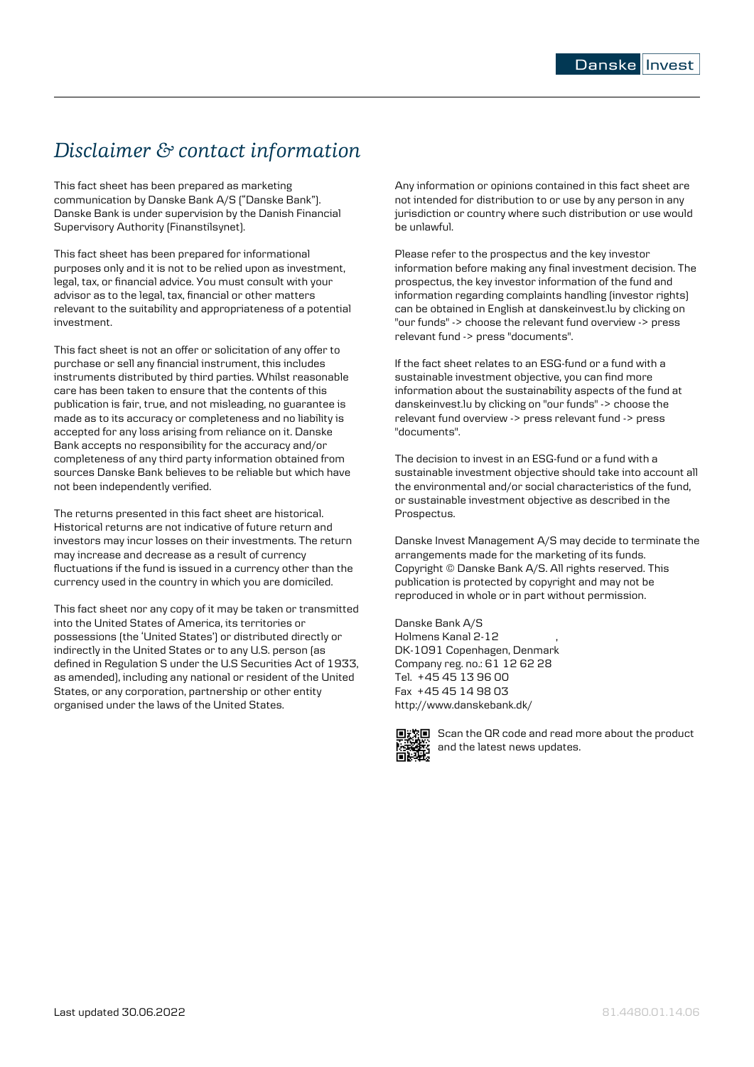# *Disclaimer & contact information*

This fact sheet has been prepared as marketing communication by Danske Bank A/S ("Danske Bank"). Danske Bank is under supervision by the Danish Financial Supervisory Authority (Finanstilsynet).

This fact sheet has been prepared for informational purposes only and it is not to be relied upon as investment, legal, tax, or financial advice. You must consult with your advisor as to the legal, tax, financial or other matters relevant to the suitability and appropriateness of a potential investment.

This fact sheet is not an offer or solicitation of any offer to purchase or sell any financial instrument, this includes instruments distributed by third parties. Whilst reasonable care has been taken to ensure that the contents of this publication is fair, true, and not misleading, no guarantee is made as to its accuracy or completeness and no liability is accepted for any loss arising from reliance on it. Danske Bank accepts no responsibility for the accuracy and/or completeness of any third party information obtained from sources Danske Bank believes to be reliable but which have not been independently verified.

The returns presented in this fact sheet are historical. Historical returns are not indicative of future return and investors may incur losses on their investments. The return may increase and decrease as a result of currency fluctuations if the fund is issued in a currency other than the currency used in the country in which you are domiciled.

This fact sheet nor any copy of it may be taken or transmitted into the United States of America, its territories or possessions (the 'United States') or distributed directly or indirectly in the United States or to any U.S. person (as defined in Regulation S under the U.S Securities Act of 1933, as amended), including any national or resident of the United States, or any corporation, partnership or other entity organised under the laws of the United States.

Any information or opinions contained in this fact sheet are not intended for distribution to or use by any person in any jurisdiction or country where such distribution or use would be unlawful.

Please refer to the prospectus and the key investor information before making any final investment decision. The prospectus, the key investor information of the fund and information regarding complaints handling (investor rights) can be obtained in English at danskeinvest.lu by clicking on "our funds" -> choose the relevant fund overview -> press relevant fund -> press "documents".

If the fact sheet relates to an ESG-fund or a fund with a sustainable investment objective, you can find more information about the sustainability aspects of the fund at danskeinvest.lu by clicking on "our funds" -> choose the relevant fund overview -> press relevant fund -> press "documents".

The decision to invest in an ESG-fund or a fund with a sustainable investment objective should take into account all the environmental and/or social characteristics of the fund, or sustainable investment objective as described in the Prospectus.

Danske Invest Management A/S may decide to terminate the arrangements made for the marketing of its funds. Copyright © Danske Bank A/S. All rights reserved. This publication is protected by copyright and may not be reproduced in whole or in part without permission.

Danske Bank A/S
Holmens Kanal 2-12
DK-1091 Copenhagen, Denmark
Company reg. no.: 61 12 62 28
Tel. +45 45 13 96 00
Fax +45 45 14 98 03
http://www.danskebank.dk/

Scan the QR code and read more about the product and the latest news updates.

Last updated 30.06.2022

81.4480.01.14.06